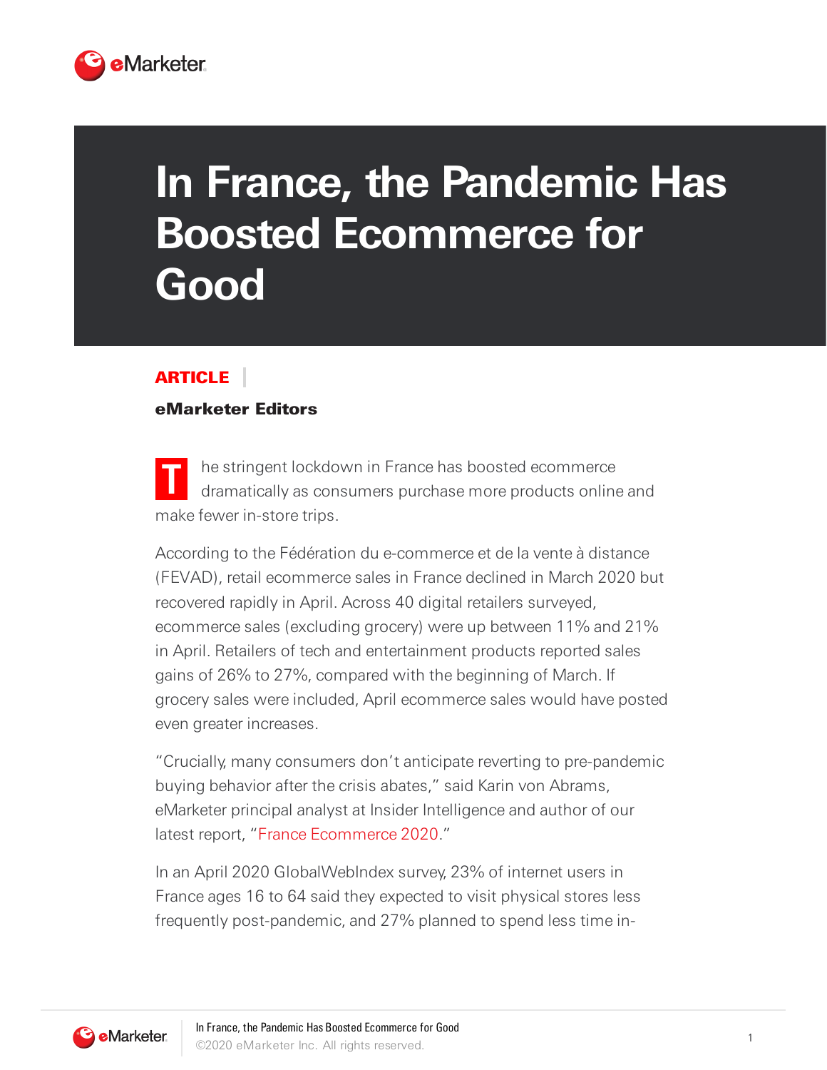# In France, the Pandemic Has Boosted Ecommerce for Good

**ARTICLE**

**eMarketer Editors**

The stringent lockdown in France has boosted ecommerce dramatically as consumers purchase more products online and make fewer in-store trips.

According to the Fédération du e-commerce et de la vente à distance (FEVAD), retail ecommerce sales in France declined in March 2020 but recovered rapidly in April. Across 40 digital retailers surveyed, ecommerce sales (excluding grocery) were up between 11% and 21% in April. Retailers of tech and entertainment products reported sales gains of 26% to 27%, compared with the beginning of March. If grocery sales were included, April ecommerce sales would have posted even greater increases.

"Crucially, many consumers don't anticipate reverting to pre-pandemic buying behavior after the crisis abates," said Karin von Abrams, eMarketer principal analyst at Insider Intelligence and author of our latest report, "France Ecommerce 2020."

In an April 2020 GlobalWebIndex survey, 23% of internet users in France ages 16 to 64 said they expected to visit physical stores less frequently post-pandemic, and 27% planned to spend less time in-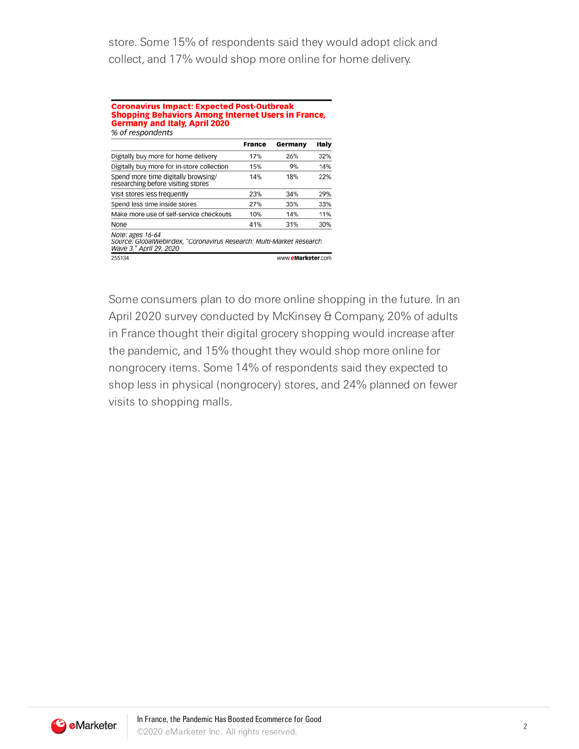store. Some 15% of respondents said they would adopt click and collect, and 17% would shop more online for home delivery.

**Coronavirus Impact: Expected Post-Outbreak Shopping Behaviors Among Internet Users in France, Germany and Italy, April 2020**

*% of respondents*

| | France | Germany | Italy |
|---|---|---|---|
| Digitally buy more for home delivery | 17% | 26% | 32% |
| Digitally buy more for in-store collection | 15% | 9% | 14% |
| Spend more time digitally browsing/ researching before visiting stores | 14% | 18% | 22% |
| Visit stores less frequently | 23% | 34% | 29% |
| Spend less time inside stores | 27% | 35% | 33% |
| Make more use of self-service checkouts | 10% | 14% | 11% |
| None | 41% | 31% | 30% |

*Note: ages 16-64*
*Source: GlobalWebIndex, "Coronavirus Research: Multi-Market Research Wave 3," April 29, 2020*

255134 www.eMarketer.com

Some consumers plan to do more online shopping in the future. In an April 2020 survey conducted by McKinsey & Company, 20% of adults in France thought their digital grocery shopping would increase after the pandemic, and 15% thought they would shop more online for nongrocery items. Some 14% of respondents said they expected to shop less in physical (nongrocery) stores, and 24% planned on fewer visits to shopping malls.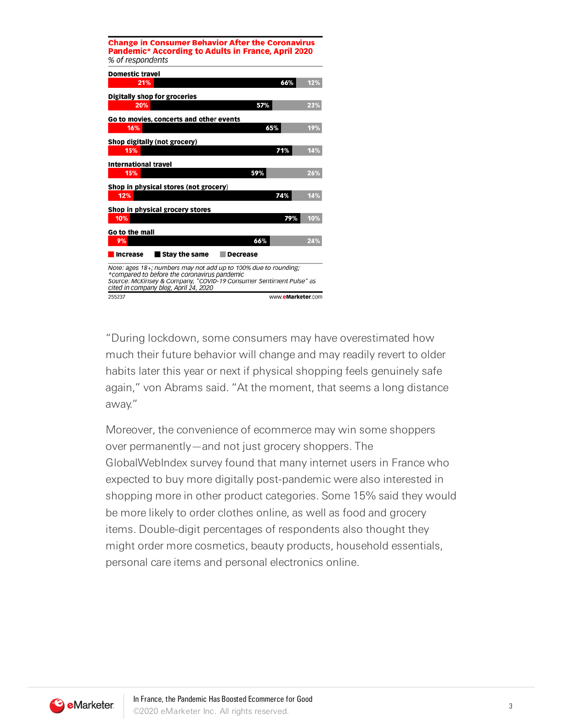**Change in Consumer Behavior After the Coronavirus Pandemic* According to Adults in France, April 2020**

*% of respondents*

| | Increase | Stay the same | Decrease |
|---|---|---|---|
| Domestic travel | 21% | 66% | 12% |
| Digitally shop for groceries | 20% | 57% | 23% |
| Go to movies, concerts and other events | 16% | 65% | 19% |
| Shop digitally (not grocery) | 15% | 71% | 14% |
| International travel | 15% | 59% | 26% |
| Shop in physical stores (not grocery) | 12% | 74% | 14% |
| Shop in physical grocery stores | 10% | 79% | 10% |
| Go to the mall | 9% | 66% | 24% |

*Note: ages 18+; numbers may not add up to 100% due to rounding; *compared to before the coronavirus pandemic*
*Source: McKinsey & Company, "COVID-19 Consumer Sentiment Pulse" as cited in company blog, April 24, 2020*

255237 www.eMarketer.com

"During lockdown, some consumers may have overestimated how much their future behavior will change and may readily revert to older habits later this year or next if physical shopping feels genuinely safe again," von Abrams said. "At the moment, that seems a long distance away."

Moreover, the convenience of ecommerce may win some shoppers over permanently—and not just grocery shoppers. The GlobalWebIndex survey found that many internet users in France who expected to buy more digitally post-pandemic were also interested in shopping more in other product categories. Some 15% said they would be more likely to order clothes online, as well as food and grocery items. Double-digit percentages of respondents also thought they might order more cosmetics, beauty products, household essentials, personal care items and personal electronics online.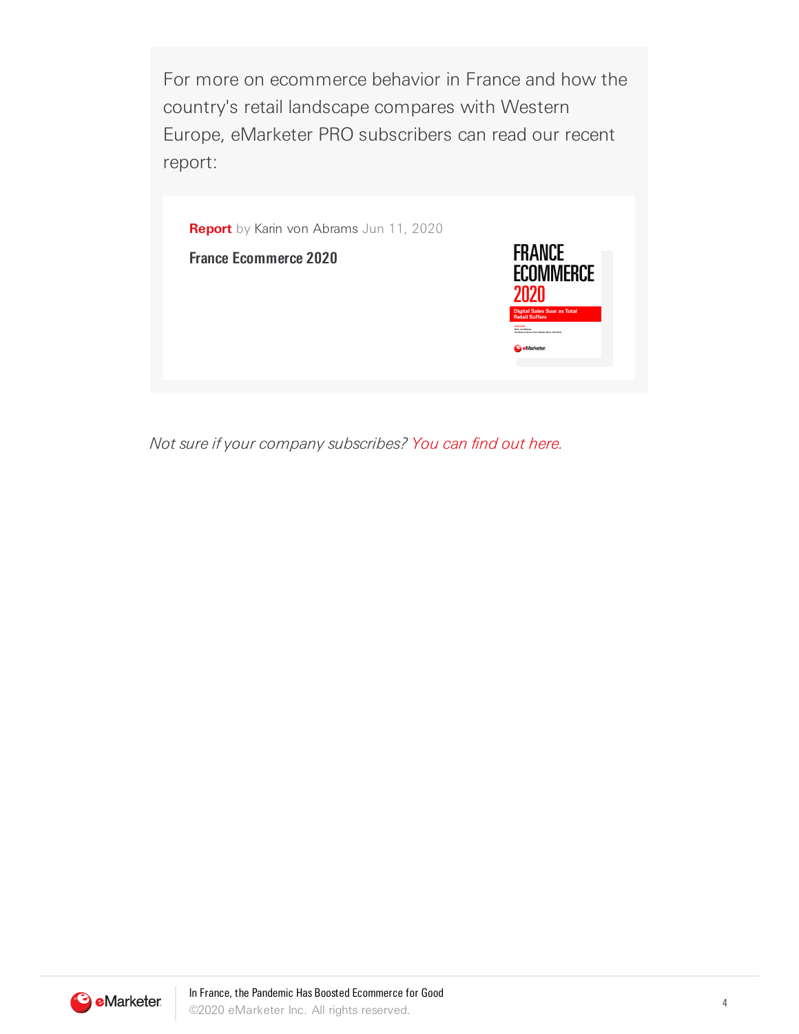For more on ecommerce behavior in France and how the country's retail landscape compares with Western Europe, eMarketer PRO subscribers can read our recent report:

**Report** by Karin von Abrams Jun 11, 2020

**France Ecommerce 2020**

*Not sure if your company subscribes? You can find out here.*